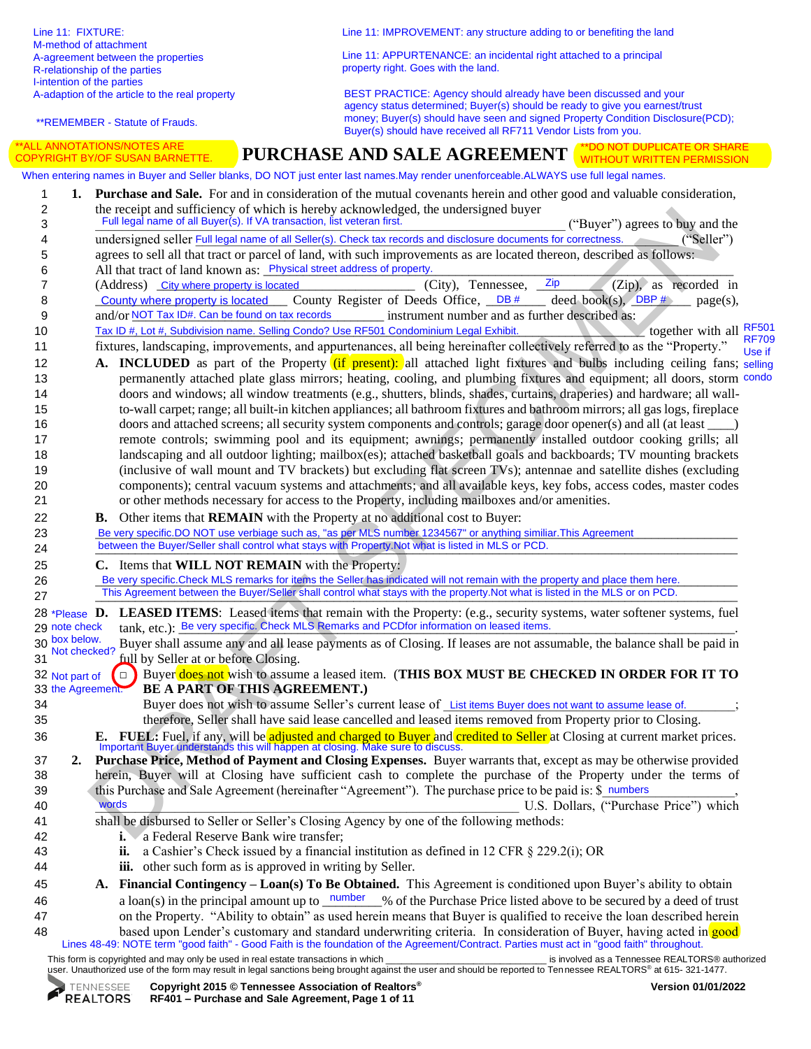Line 11: FIXTURE:
M-method of attachment
A-agreement between the properties
R-relationship of the parties
I-intention of the parties
A-adaption of the article to the real property

**REMEMBER - Statute of Frauds.

Line 11: IMPROVEMENT: any structure adding to or benefiting the land

Line 11: APPURTENANCE: an incidental right attached to a principal property right. Goes with the land.

BEST PRACTICE: Agency should already have been discussed and your agency status determined; Buyer(s) should be ready to give you earnest/trust money; Buyer(s) should have seen and signed Property Condition Disclosure(PCD); Buyer(s) should have received all RF711 Vendor Lists from you.

**ALL ANNOTATIONS/NOTES ARE COPYRIGHT BY/OF SUSAN BARNETTE.

# PURCHASE AND SALE AGREEMENT

**DO NOT DUPLICATE OR SHARE WITHOUT WRITTEN PERMISSION

When entering names in Buyer and Seller blanks, DO NOT just enter last names.May render unenforceable.ALWAYS use full legal names.

1. **Purchase and Sale.** For and in consideration of the mutual covenants herein and other good and valuable consideration, the receipt and sufficiency of which is hereby acknowledged, the undersigned buyer Full legal name of all Buyer(s). If VA transaction, list veteran first. ("Buyer") agrees to buy and the undersigned seller Full legal name of all Seller(s). Check tax records and disclosure documents for correctness. ("Seller") agrees to sell all that tract or parcel of land, with such improvements as are located thereon, described as follows:
All that tract of land known as: Physical street address of property.
(Address) City where property is located (City), Tennessee, Zip (Zip), as recorded in County where property is located County Register of Deeds Office, DB # deed book(s), DBP # page(s), and/or NOT Tax ID#. Can be found on tax records instrument number and as further described as:
Tax ID #, Lot #, Subdivision name. Selling Condo? Use RF501 Condominium Legal Exhibit. together with all fixtures, landscaping, improvements, and appurtenances, all being hereinafter collectively referred to as the "Property." RF501 RF709 Use if selling condo

   **A. INCLUDED** as part of the Property (if present): all attached light fixtures and bulbs including ceiling fans; permanently attached plate glass mirrors; heating, cooling, and plumbing fixtures and equipment; all doors, storm doors and windows; all window treatments (e.g., shutters, blinds, shades, curtains, draperies) and hardware; all wall-to-wall carpet; range; all built-in kitchen appliances; all bathroom fixtures and bathroom mirrors; all gas logs, fireplace doors and attached screens; all security system components and controls; garage door opener(s) and all (at least ____) remote controls; swimming pool and its equipment; awnings; permanently installed outdoor cooking grills; all landscaping and all outdoor lighting; mailbox(es); attached basketball goals and backboards; TV mounting brackets (inclusive of wall mount and TV brackets) but excluding flat screen TVs); antennae and satellite dishes (excluding components); central vacuum systems and attachments; and all available keys, key fobs, access codes, master codes or other methods necessary for access to the Property, including mailboxes and/or amenities.

   **B.** Other items that **REMAIN** with the Property at no additional cost to Buyer:
   Be very specific.DO NOT use verbiage such as, "as per MLS number 1234567" or anything similiar.This Agreement between the Buyer/Seller shall control what stays with Property.Not what is listed in MLS or PCD.

   **C.** Items that **WILL NOT REMAIN** with the Property:
   Be very specific.Check MLS remarks for items the Seller has indicated will not remain with the property and place them here.
   This Agreement between the Buyer/Seller shall control what stays with the property.Not what is listed in the MLS or on PCD.

   *Please note check box below. Not checked? Not part of the Agreement.

   **D. LEASED ITEMS**: Leased items that remain with the Property: (e.g., security systems, water softener systems, fuel tank, etc.): Be very specific. Check MLS Remarks and PCDfor information on leased items.
   Buyer shall assume any and all lease payments as of Closing. If leases are not assumable, the balance shall be paid in full by Seller at or before Closing.
   ☐ Buyer does not wish to assume a leased item. **(THIS BOX MUST BE CHECKED IN ORDER FOR IT TO BE A PART OF THIS AGREEMENT.)**
   Buyer does not wish to assume Seller's current lease of List items Buyer does not want to assume lease of. ; therefore, Seller shall have said lease cancelled and leased items removed from Property prior to Closing.

   **E. FUEL:** Fuel, if any, will be adjusted and charged to Buyer and credited to Seller at Closing at current market prices.
   Important Buyer understands this will happen at closing. Make sure to discuss.

2. **Purchase Price, Method of Payment and Closing Expenses.** Buyer warrants that, except as may be otherwise provided herein, Buyer will at Closing have sufficient cash to complete the purchase of the Property under the terms of this Purchase and Sale Agreement (hereinafter "Agreement"). The purchase price to be paid is: $ numbers , words U.S. Dollars, ("Purchase Price") which shall be disbursed to Seller or Seller's Closing Agency by one of the following methods:
   **i.** a Federal Reserve Bank wire transfer;
   **ii.** a Cashier's Check issued by a financial institution as defined in 12 CFR § 229.2(i); OR
   **iii.** other such form as is approved in writing by Seller.

   **A. Financial Contingency – Loan(s) To Be Obtained.** This Agreement is conditioned upon Buyer's ability to obtain a loan(s) in the principal amount up to number % of the Purchase Price listed above to be secured by a deed of trust on the Property. "Ability to obtain" as used herein means that Buyer is qualified to receive the loan described herein based upon Lender's customary and standard underwriting criteria. In consideration of Buyer, having acted in good

Lines 48-49: NOTE term "good faith" - Good Faith is the foundation of the Agreement/Contract. Parties must act in "good faith" throughout.

This form is copyrighted and may only be used in real estate transactions in which ______________________ is involved as a Tennessee REALTORS® authorized user. Unauthorized use of the form may result in legal sanctions being brought against the user and should be reported to Tennessee REALTORS® at 615- 321-1477.

Copyright 2015 © Tennessee Association of Realtors®
RF401 – Purchase and Sale Agreement
Version 01/01/2022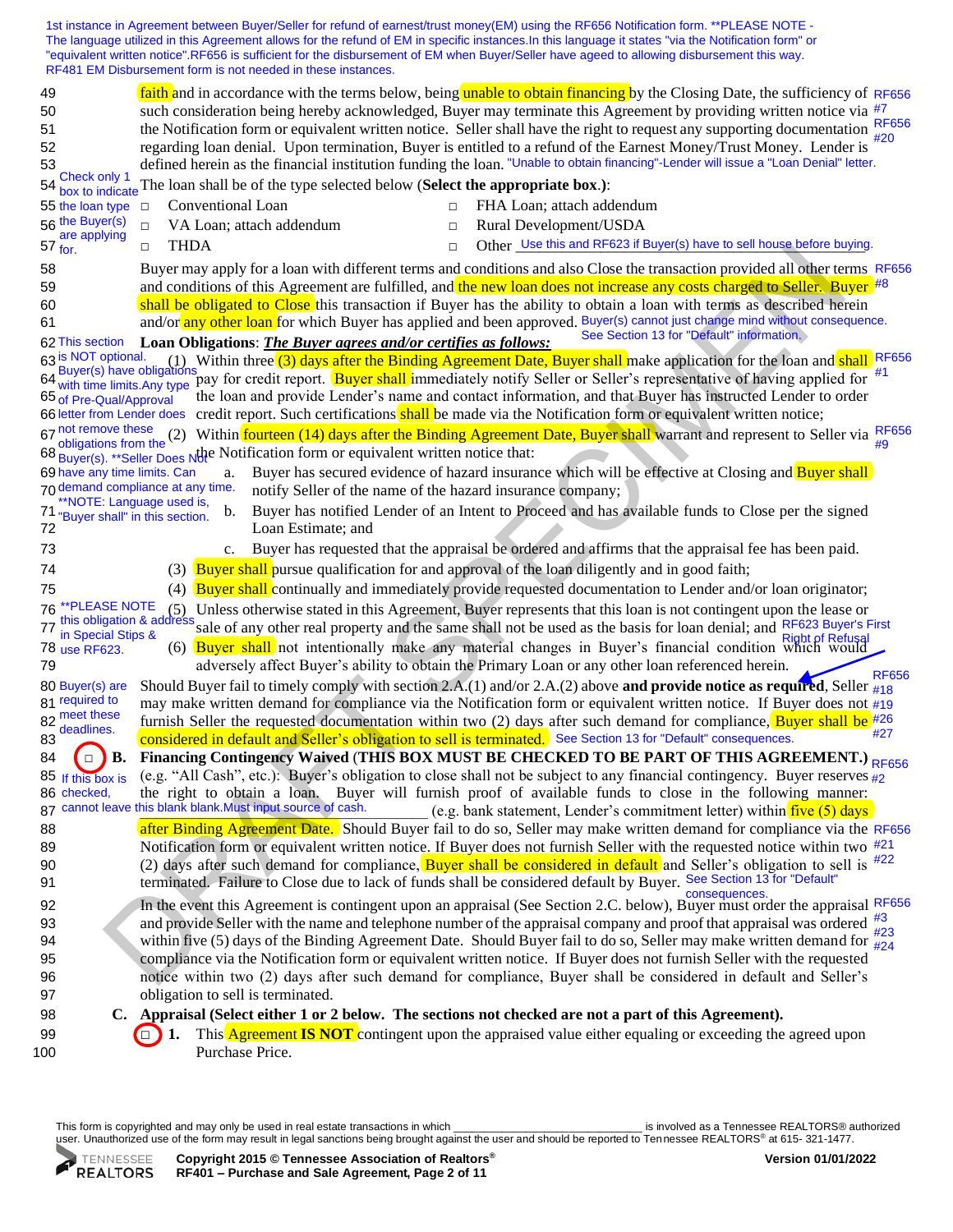1st instance in Agreement between Buyer/Seller for refund of earnest/trust money(EM) using the RF656 Notification form. **PLEASE NOTE - The language utilized in this Agreement allows for the refund of EM in specific instances.In this language it states "via the Notification form" or "equivalent written notice".RF656 is sufficient for the disbursement of EM when Buyer/Seller have ageed to allowing disbursement this way. RF481 EM Disbursement form is not needed in these instances.

faith and in accordance with the terms below, being unable to obtain financing by the Closing Date, the sufficiency of such consideration being hereby acknowledged, Buyer may terminate this Agreement by providing written notice via the Notification form or equivalent written notice. Seller shall have the right to request any supporting documentation regarding loan denial. Upon termination, Buyer is entitled to a refund of the Earnest Money/Trust Money. Lender is defined herein as the financial institution funding the loan. (RF656 #7, RF656 #20) "Unable to obtain financing"-Lender will issue a "Loan Denial" letter.

Check only 1 box to indicate the loan type the Buyer(s) are applying for.

The loan shall be of the type selected below (**Select the appropriate box.**):

□ Conventional Loan □ FHA Loan; attach addendum
□ VA Loan; attach addendum □ Rural Development/USDA
□ THDA □ Other Use this and RF623 if Buyer(s) have to sell house before buying.

Buyer may apply for a loan with different terms and conditions and also Close the transaction provided all other terms and conditions of this Agreement are fulfilled, and the new loan does not increase any costs charged to Seller. Buyer shall be obligated to Close this transaction if Buyer has the ability to obtain a loan with terms as described herein and/or any other loan for which Buyer has applied and been approved. (RF656 #8) Buyer(s) cannot just change mind without consequence. See Section 13 for "Default" information.

This section is NOT optional. Buyer(s) have obligations with time limits.Any type letter from Lender does not remove these obligations from the Buyer(s). **Seller Does Not have any time limits. Can demand compliance at any time. **NOTE: Language used is, "Buyer shall" in this section.

**Loan Obligations**: ***The Buyer agrees and/or certifies as follows:***

(1) Within three (3) days after the Binding Agreement Date, Buyer shall make application for the loan and shall pay for credit report. Buyer shall immediately notify Seller or Seller's representative of having applied for the loan and provide Lender's name and contact information, and that Buyer has instructed Lender to order credit report. Such certifications shall be made via the Notification form or equivalent written notice; (RF656 #1) of Pre-Qual/Approval

(2) Within fourteen (14) days after the Binding Agreement Date, Buyer shall warrant and represent to Seller via the Notification form or equivalent written notice that: (RF656 #9)

a. Buyer has secured evidence of hazard insurance which will be effective at Closing and Buyer shall notify Seller of the name of the hazard insurance company;

b. Buyer has notified Lender of an Intent to Proceed and has available funds to Close per the signed Loan Estimate; and

c. Buyer has requested that the appraisal be ordered and affirms that the appraisal fee has been paid.

(3) Buyer shall pursue qualification for and approval of the loan diligently and in good faith;

(4) Buyer shall continually and immediately provide requested documentation to Lender and/or loan originator;

(5) Unless otherwise stated in this Agreement, Buyer represents that this loan is not contingent upon the lease or sale of any other real property and the same shall not be used as the basis for loan denial; and (RF623 Buyer's First Right of Refusal) **PLEASE NOTE this obligation & address in Special Stips & use RF623.

(6) Buyer shall not intentionally make any material changes in Buyer's financial condition which would adversely affect Buyer's ability to obtain the Primary Loan or any other loan referenced herein.

Buyer(s) are required to meet these deadlines.

Should Buyer fail to timely comply with section 2.A.(1) and/or 2.A.(2) above **and provide notice as required**, Seller may make written demand for compliance via the Notification form or equivalent written notice. If Buyer does not furnish Seller the requested documentation within two (2) days after such demand for compliance, Buyer shall be considered in default and Seller's obligation to sell is terminated. (RF656 #18, #19, #26, #27) See Section 13 for "Default" consequences.

**B.** □ **Financing Contingency Waived (THIS BOX MUST BE CHECKED TO BE PART OF THIS AGREEMENT.)** (e.g. "All Cash", etc.): Buyer's obligation to close shall not be subject to any financial contingency. Buyer reserves the right to obtain a loan. Buyer will furnish proof of available funds to close in the following manner: \_\_\_\_\_\_\_\_\_\_\_\_\_\_\_\_\_\_\_\_\_\_\_\_\_\_\_\_\_\_ (e.g. bank statement, Lender's commitment letter) within five (5) days after Binding Agreement Date. Should Buyer fail to do so, Seller may make written demand for compliance via the Notification form or equivalent written notice. If Buyer does not furnish Seller with the requested notice within two (2) days after such demand for compliance, Buyer shall be considered in default and Seller's obligation to sell is terminated. Failure to Close due to lack of funds shall be considered default by Buyer. (RF656 #2, #21, #22) If this box is checked, cannot leave this blank blank.Must input source of cash. See Section 13 for "Default" consequences.

In the event this Agreement is contingent upon an appraisal (See Section 2.C. below), Buyer must order the appraisal and provide Seller with the name and telephone number of the appraisal company and proof that appraisal was ordered within five (5) days of the Binding Agreement Date. Should Buyer fail to do so, Seller may make written demand for compliance via the Notification form or equivalent written notice. If Buyer does not furnish Seller with the requested notice within two (2) days after such demand for compliance, Buyer shall be considered in default and Seller's obligation to sell is terminated. (RF656 #3, #23, #24)

**C. Appraisal (Select either 1 or 2 below. The sections not checked are not a part of this Agreement).**

□ **1.** This Agreement **IS NOT** contingent upon the appraised value either equaling or exceeding the agreed upon Purchase Price.

This form is copyrighted and may only be used in real estate transactions in which \_\_\_\_\_\_\_\_\_\_\_\_\_\_\_\_\_\_\_\_\_\_\_\_\_\_\_\_ is involved as a Tennessee REALTORS® authorized user. Unauthorized use of the form may result in legal sanctions being brought against the user and should be reported to Tennessee REALTORS® at 615- 321-1477.

Copyright 2015 © Tennessee Association of Realtors®
RF401 – Purchase and Sale Agreement
Version 01/01/2022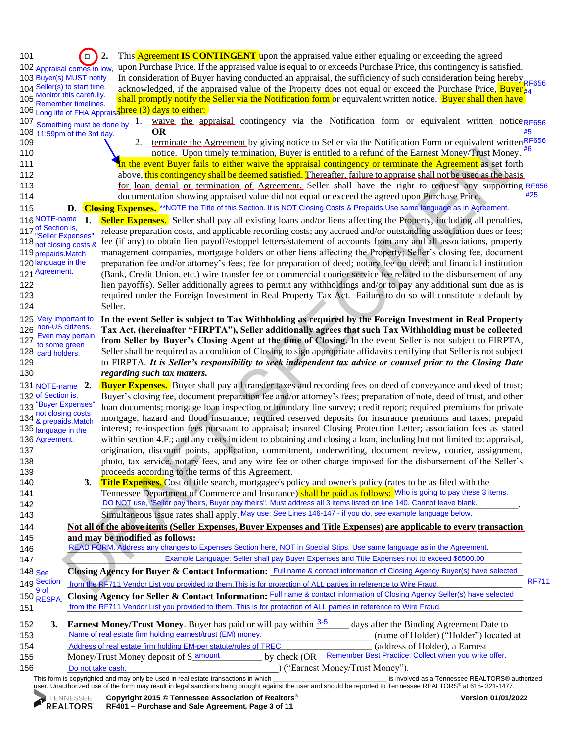101 ☐ 2. This **Agreement IS CONTINGENT** upon the appraised value either equaling or exceeding the agreed
102 upon Purchase Price. If the appraised value is equal to or exceeds Purchase Price, this contingency is satisfied.
103 In consideration of Buyer having conducted an appraisal, the sufficiency of such consideration being hereby
104 acknowledged, if the appraised value of the Property does not equal or exceed the Purchase Price, Buyer
105 shall promptly notify the Seller via the Notification form or equivalent written notice. Buyer shall then have
106 three (3) days to either:
107 1. waive the appraisal contingency via the Notification form or equivalent written notice
108 **OR**
109 2. terminate the Agreement by giving notice to Seller via the Notification Form or equivalent written
110 notice. Upon timely termination, Buyer is entitled to a refund of the Earnest Money/Trust Money.
111 In the event Buyer fails to either waive the appraisal contingency or terminate the Agreement as set forth
112 above, this contingency shall be deemed satisfied. Thereafter, failure to appraise shall not be used as the basis
113 for loan denial or termination of Agreement. Seller shall have the right to request any supporting
114 documentation showing appraised value did not equal or exceed the agreed upon Purchase Price.

Appraisal comes in low, Buyer(s) MUST notify Seller(s) to start time. Monitor this carefully. Remember timelines. Long life of FHA Appraisal. Something must be done by 11:59pm of the 3rd day.

RF656 #4 RF656 #5 RF656 #6 RF656 #25

115 **D. Closing Expenses.** **NOTE the Title of this Section. It is NOT Closing Costs & Prepaids.Use same language as in Agreement.

116 **1. Seller Expenses.** Seller shall pay all existing loans and/or liens affecting the Property, including all penalties,
117 release preparation costs, and applicable recording costs; any accrued and/or outstanding association dues or fees;
118 fee (if any) to obtain lien payoff/estoppel letters/statement of accounts from any and all associations, property
119 management companies, mortgage holders or other liens affecting the Property; Seller's closing fee, document
120 preparation fee and/or attorney's fees; fee for preparation of deed; notary fee on deed; and financial institution
121 (Bank, Credit Union, etc.) wire transfer fee or commercial courier service fee related to the disbursement of any
122 lien payoff(s). Seller additionally agrees to permit any withholdings and/or to pay any additional sum due as is
123 required under the Foreign Investment in Real Property Tax Act. Failure to do so will constitute a default by
124 Seller.

NOTE-name of Section is, "Seller Expenses" not closing costs & prepaids.Match language in the Agreement.

125 **In the event Seller is subject to Tax Withholding as required by the Foreign Investment in Real Property**
126 **Tax Act, (hereinafter "FIRPTA"), Seller additionally agrees that such Tax Withholding must be collected**
127 **from Seller by Buyer's Closing Agent at the time of Closing.** In the event Seller is not subject to FIRPTA,
128 Seller shall be required as a condition of Closing to sign appropriate affidavits certifying that Seller is not subject
129 to FIRPTA. ***It is Seller's responsibility to seek independent tax advice or counsel prior to the Closing Date***
130 ***regarding such tax matters.***

Very important to non-US citizens. Even may pertain to some green card holders.

131 **2. Buyer Expenses.** Buyer shall pay all transfer taxes and recording fees on deed of conveyance and deed of trust;
132 Buyer's closing fee, document preparation fee and/or attorney's fees; preparation of note, deed of trust, and other
133 loan documents; mortgage loan inspection or boundary line survey; credit report; required premiums for private
134 mortgage, hazard and flood insurance; required reserved deposits for insurance premiums and taxes; prepaid
135 interest; re-inspection fees pursuant to appraisal; insured Closing Protection Letter; association fees as stated
136 within section 4.F.; and any costs incident to obtaining and closing a loan, including but not limited to: appraisal,
137 origination, discount points, application, commitment, underwriting, document review, courier, assignment,
138 photo, tax service, notary fees, and any wire fee or other charge imposed for the disbursement of the Seller's
139 proceeds according to the terms of this Agreement.

NOTE-name of Section is, "Buyer Expenses" not closing costs & prepaids.Match language in the Agreement.

140 **3. Title Expenses.** Cost of title search, mortgagee's policy and owner's policy (rates to be as filed with the
141 Tennessee Department of Commerce and Insurance) shall be paid as follows: Who is going to pay these 3 items.
142 DO NOT use, "Seller pay theirs, Buyer pay theirs". Must address all 3 items listed on line 140. Cannot leave blank.
143 Simultaneous issue rates shall apply. May use: See Lines 146-147 - if you do, see example language below.

144 **Not all of the above items (Seller Expenses, Buyer Expenses and Title Expenses) are applicable to every transaction**
145 **and may be modified as follows:**
146 READ FORM. Address any changes to Expenses Section here, NOT in Special Stips. Use same language as in the Agreement.
147 Example Language: Seller shall pay Buyer Expenses and Title Expenses not to exceed $6500.00

148 **Closing Agency for Buyer & Contact Information:** Full name & contact information of Closing Agency Buyer(s) have selected
149 from the RF711 Vendor List you provided to them.This is for protection of ALL parties in reference to Wire Fraud.
150 **Closing Agency for Seller & Contact Information:** Full name & contact information of Closing Agency Seller(s) have selected
151 from the RF711 Vendor List you provided to them. This is for protection of ALL parties in reference to Wire Fraud.

See Section 9 of RESPA. RF711

152 **3. Earnest Money/Trust Money**. Buyer has paid or will pay within 3-5 days after the Binding Agreement Date to
153 Name of real estate firm holding earnest/trust (EM) money. (name of Holder) ("Holder") located at
154 Address of real estate firm holding EM-per statute/rules of TREC (address of Holder), a Earnest
155 Money/Trust Money deposit of $ amount by check (OR Remember Best Practice: Collect when you write offer.
156 Do not take cash. ) ("Earnest Money/Trust Money").

This form is copyrighted and may only be used in real estate transactions in which ______________________ is involved as a Tennessee REALTORS® authorized user. Unauthorized use of the form may result in legal sanctions being brought against the user and should be reported to Tennessee REALTORS® at 615- 321-1477.

Copyright 2015 © Tennessee Association of Realtors®
RF401 – Purchase and Sale Agreement
Version 01/01/2022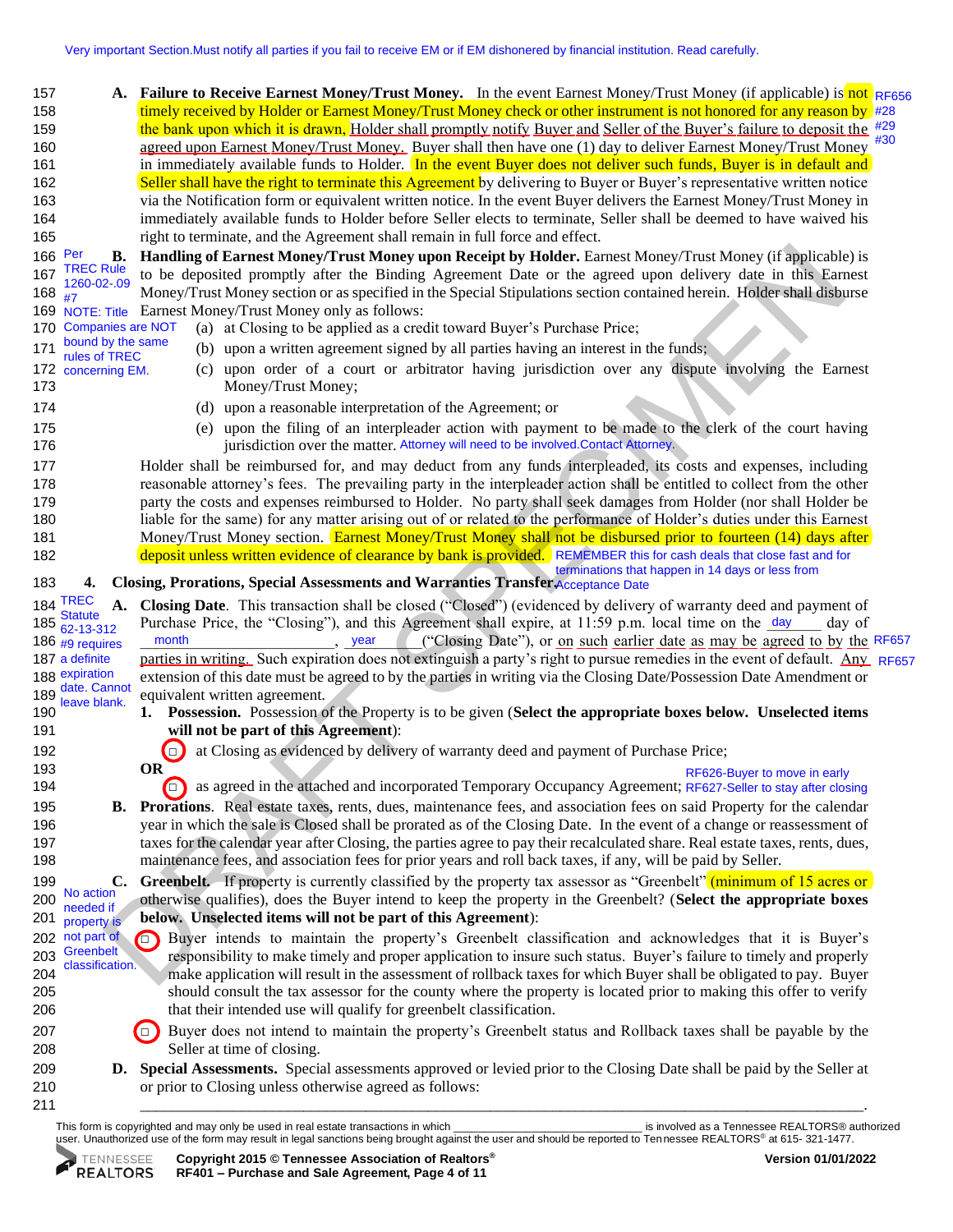Very important Section.Must notify all parties if you fail to receive EM or if EM dishonered by financial institution. Read carefully.

**A. Failure to Receive Earnest Money/Trust Money.** In the event Earnest Money/Trust Money (if applicable) is not timely received by Holder or Earnest Money/Trust Money check or other instrument is not honored for any reason by the bank upon which it is drawn, Holder shall promptly notify Buyer and Seller of the Buyer's failure to deposit the agreed upon Earnest Money/Trust Money. Buyer shall then have one (1) day to deliver Earnest Money/Trust Money in immediately available funds to Holder. In the event Buyer does not deliver such funds, Buyer is in default and Seller shall have the right to terminate this Agreement by delivering to Buyer or Buyer's representative written notice via the Notification form or equivalent written notice. In the event Buyer delivers the Earnest Money/Trust Money in immediately available funds to Holder before Seller elects to terminate, Seller shall be deemed to have waived his right to terminate, and the Agreement shall remain in full force and effect. RF656 #28 #29 #30

Per TREC Rule 1260-02-.09 #7
NOTE: Title Companies are NOT bound by the same rules of TREC concerning EM.

**B. Handling of Earnest Money/Trust Money upon Receipt by Holder.** Earnest Money/Trust Money (if applicable) is to be deposited promptly after the Binding Agreement Date or the agreed upon delivery date in this Earnest Money/Trust Money section or as specified in the Special Stipulations section contained herein. Holder shall disburse Earnest Money/Trust Money only as follows:

(a) at Closing to be applied as a credit toward Buyer's Purchase Price;

(b) upon a written agreement signed by all parties having an interest in the funds;

(c) upon order of a court or arbitrator having jurisdiction over any dispute involving the Earnest Money/Trust Money;

(d) upon a reasonable interpretation of the Agreement; or

(e) upon the filing of an interpleader action with payment to be made to the clerk of the court having jurisdiction over the matter. Attorney will need to be involved.Contact Attorney.

Holder shall be reimbursed for, and may deduct from any funds interpleaded, its costs and expenses, including reasonable attorney's fees. The prevailing party in the interpleader action shall be entitled to collect from the other party the costs and expenses reimbursed to Holder. No party shall seek damages from Holder (nor shall Holder be liable for the same) for any matter arising out of or related to the performance of Holder's duties under this Earnest Money/Trust Money section. Earnest Money/Trust Money shall not be disbursed prior to fourteen (14) days after deposit unless written evidence of clearance by bank is provided. REMEMBER this for cash deals that close fast and for terminations that happen in 14 days or less from Acceptance Date

## 4. Closing, Prorations, Special Assessments and Warranties Transfer.

TREC Statute 62-13-312 #9 requires a definite expiration date. Cannot leave blank.

**A. Closing Date.** This transaction shall be closed ("Closed") (evidenced by delivery of warranty deed and payment of Purchase Price, the "Closing"), and this Agreement shall expire, at 11:59 p.m. local time on the day ____ day of month ____________________, year ________ ("Closing Date"), or on such earlier date as may be agreed to by the parties in writing. Such expiration does not extinguish a party's right to pursue remedies in the event of default. Any extension of this date must be agreed to by the parties in writing via the Closing Date/Possession Date Amendment or equivalent written agreement. RF657 RF657

1. **Possession.** Possession of the Property is to be given (**Select the appropriate boxes below. Unselected items will not be part of this Agreement**):

☐ at Closing as evidenced by delivery of warranty deed and payment of Purchase Price;

**OR**

☐ as agreed in the attached and incorporated Temporary Occupancy Agreement; RF626-Buyer to move in early RF627-Seller to stay after closing

**B. Prorations.** Real estate taxes, rents, dues, maintenance fees, and association fees on said Property for the calendar year in which the sale is Closed shall be prorated as of the Closing Date. In the event of a change or reassessment of taxes for the calendar year after Closing, the parties agree to pay their recalculated share. Real estate taxes, rents, dues, maintenance fees, and association fees for prior years and roll back taxes, if any, will be paid by Seller.

No action needed if property is not part of Greenbelt classification.

**C. Greenbelt.** If property is currently classified by the property tax assessor as "Greenbelt" (minimum of 15 acres or otherwise qualifies), does the Buyer intend to keep the property in the Greenbelt? (**Select the appropriate boxes below. Unselected items will not be part of this Agreement**):

☐ Buyer intends to maintain the property's Greenbelt classification and acknowledges that it is Buyer's responsibility to make timely and proper application to insure such status. Buyer's failure to timely and properly make application will result in the assessment of rollback taxes for which Buyer shall be obligated to pay. Buyer should consult the tax assessor for the county where the property is located prior to making this offer to verify that their intended use will qualify for greenbelt classification.

☐ Buyer does not intend to maintain the property's Greenbelt status and Rollback taxes shall be payable by the Seller at time of closing.

**D. Special Assessments.** Special assessments approved or levied prior to the Closing Date shall be paid by the Seller at or prior to Closing unless otherwise agreed as follows:

______________________________________________________________________________.

This form is copyrighted and may only be used in real estate transactions in which ____________________ is involved as a Tennessee REALTORS® authorized user. Unauthorized use of the form may result in legal sanctions being brought against the user and should be reported to Tennessee REALTORS® at 615- 321-1477.

Copyright 2015 © Tennessee Association of Realtors®
RF401 – Purchase and Sale Agreement, Page 4 of 11
Version 01/01/2022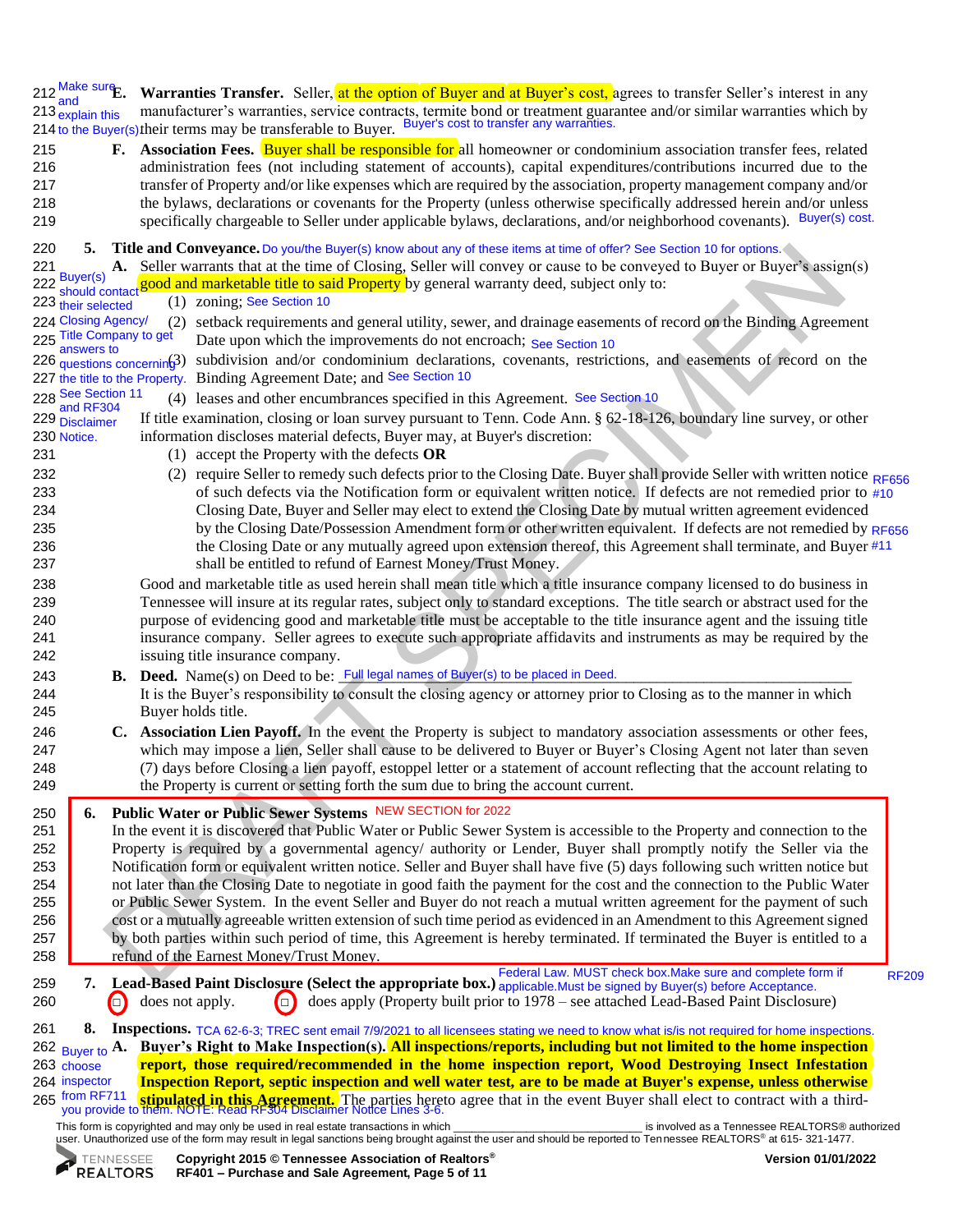**E. Warranties Transfer.** Seller, at the option of Buyer and at Buyer's cost, agrees to transfer Seller's interest in any manufacturer's warranties, service contracts, termite bond or treatment guarantee and/or similar warranties which by their terms may be transferable to Buyer. *Buyer's cost to transfer any warranties.*

*Make sure and explain this to the Buyer(s)*

**F. Association Fees.** Buyer shall be responsible for all homeowner or condominium association transfer fees, related administration fees (not including statement of accounts), capital expenditures/contributions incurred due to the transfer of Property and/or like expenses which are required by the association, property management company and/or the bylaws, declarations or covenants for the Property (unless otherwise specifically addressed herein and/or unless specifically chargeable to Seller under applicable bylaws, declarations, and/or neighborhood covenants). *Buyer(s) cost.*

**5. Title and Conveyance.** *Do you/the Buyer(s) know about any of these items at time of offer? See Section 10 for options.*

**A.** Seller warrants that at the time of Closing, Seller will convey or cause to be conveyed to Buyer or Buyer's assign(s) good and marketable title to said Property by general warranty deed, subject only to:

*Buyer(s) should contact their selected Closing Agency/ Title Company to get answers to questions concerning the title to the Property. See Section 11 and RF304 Disclaimer Notice.*

(1) zoning; *See Section 10*
(2) setback requirements and general utility, sewer, and drainage easements of record on the Binding Agreement Date upon which the improvements do not encroach; *See Section 10*
(3) subdivision and/or condominium declarations, covenants, restrictions, and easements of record on the Binding Agreement Date; and *See Section 10*
(4) leases and other encumbrances specified in this Agreement. *See Section 10*

If title examination, closing or loan survey pursuant to Tenn. Code Ann. § 62-18-126, boundary line survey, or other information discloses material defects, Buyer may, at Buyer's discretion:

(1) accept the Property with the defects **OR**
(2) require Seller to remedy such defects prior to the Closing Date. Buyer shall provide Seller with written notice of such defects via the Notification form or equivalent written notice. If defects are not remedied prior to Closing Date, Buyer and Seller may elect to extend the Closing Date by mutual written agreement evidenced by the Closing Date/Possession Amendment form or other written equivalent. If defects are not remedied by the Closing Date or any mutually agreed upon extension thereof, this Agreement shall terminate, and Buyer shall be entitled to refund of Earnest Money/Trust Money. *RF656 #10 RF656 #11*

Good and marketable title as used herein shall mean title which a title insurance company licensed to do business in Tennessee will insure at its regular rates, subject only to standard exceptions. The title search or abstract used for the purpose of evidencing good and marketable title must be acceptable to the title insurance agent and the issuing title insurance company. Seller agrees to execute such appropriate affidavits and instruments as may be required by the issuing title insurance company.

**B. Deed.** Name(s) on Deed to be: *Full legal names of Buyer(s) to be placed in Deed.*
It is the Buyer's responsibility to consult the closing agency or attorney prior to Closing as to the manner in which Buyer holds title.

**C. Association Lien Payoff.** In the event the Property is subject to mandatory association assessments or other fees, which may impose a lien, Seller shall cause to be delivered to Buyer or Buyer's Closing Agent not later than seven (7) days before Closing a lien payoff, estoppel letter or a statement of account reflecting that the account relating to the Property is current or setting forth the sum due to bring the account current.

**6. Public Water or Public Sewer Systems** *NEW SECTION for 2022*
In the event it is discovered that Public Water or Public Sewer System is accessible to the Property and connection to the Property is required by a governmental agency/ authority or Lender, Buyer shall promptly notify the Seller via the Notification form or equivalent written notice. Seller and Buyer shall have five (5) days following such written notice but not later than the Closing Date to negotiate in good faith the payment for the cost and the connection to the Public Water or Public Sewer System. In the event Seller and Buyer do not reach a mutual written agreement for the payment of such cost or a mutually agreeable written extension of such time period as evidenced in an Amendment to this Agreement signed by both parties within such period of time, this Agreement is hereby terminated. If terminated the Buyer is entitled to a refund of the Earnest Money/Trust Money.

**7. Lead-Based Paint Disclosure (Select the appropriate box.)** *Federal Law. MUST check box. Make sure and complete form if applicable. Must be signed by Buyer(s) before Acceptance.* *RF209*

☐ does not apply. ☐ does apply (Property built prior to 1978 – see attached Lead-Based Paint Disclosure)

**8. Inspections.** *TCA 62-6-3; TREC sent email 7/9/2021 to all licensees stating we need to know what is/is not required for home inspections.*

**A. Buyer's Right to Make Inspection(s). All inspections/reports, including but not limited to the home inspection report, those required/recommended in the home inspection report, Wood Destroying Insect Infestation Inspection Report, septic inspection and well water test, are to be made at Buyer's expense, unless otherwise stipulated in this Agreement.** The parties hereto agree that in the event Buyer shall elect to contract with a third-

*Buyer to choose inspector from RF711 you provide to them. NOTE: Read RF304 Disclaimer Notice Lines 3-6.*

This form is copyrighted and may only be used in real estate transactions in which \_\_\_\_\_\_\_\_\_\_\_\_\_\_\_\_\_\_\_\_ is involved as a Tennessee REALTORS® authorized user. Unauthorized use of the form may result in legal sanctions being brought against the user and should be reported to Tennessee REALTORS® at 615- 321-1477.

Copyright 2015 © Tennessee Association of Realtors®
RF401 – Purchase and Sale Agreement, Page 5 of 11
Version 01/01/2022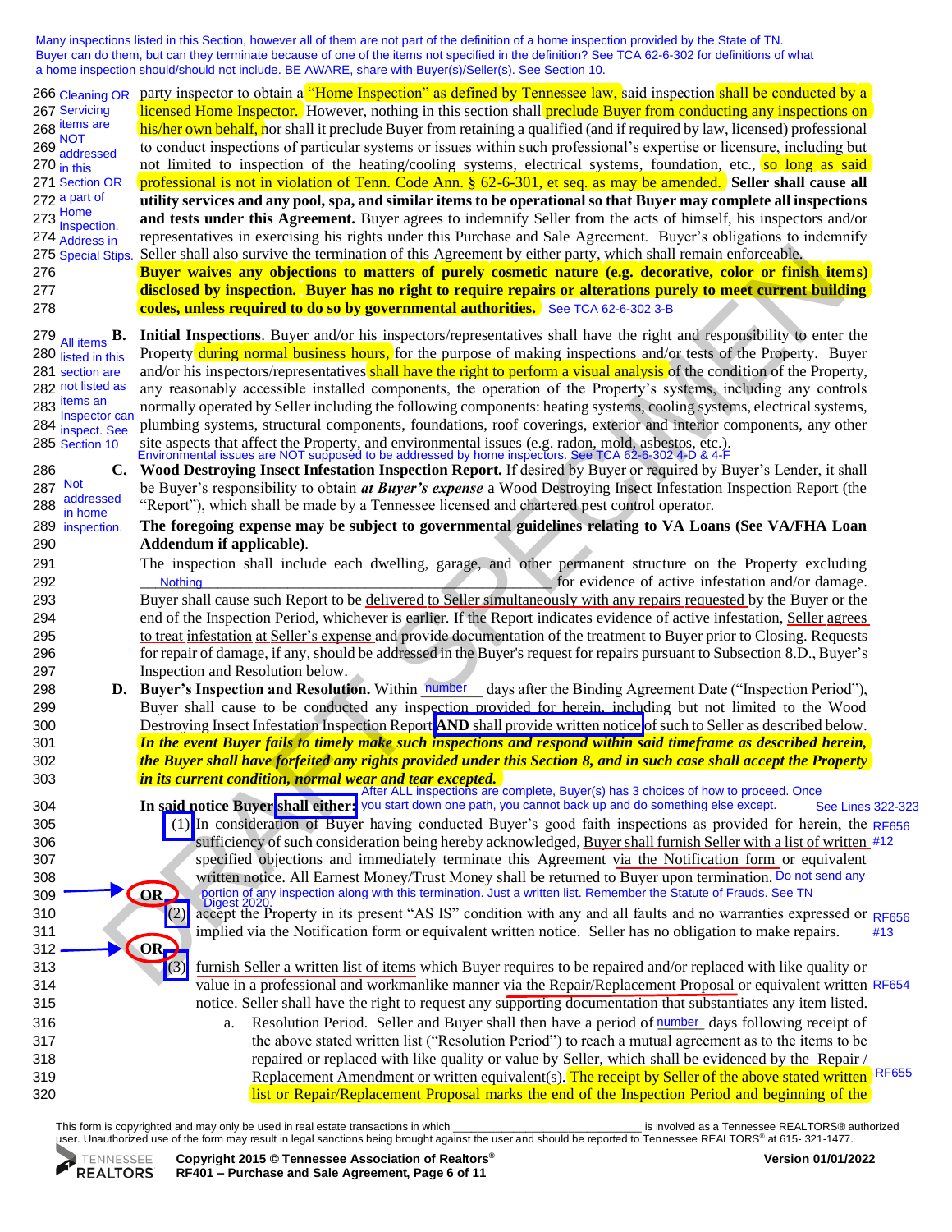Many inspections listed in this Section, however all of them are not part of the definition of a home inspection provided by the State of TN. Buyer can do them, but can they terminate because of one of the items not specified in the definition? See TCA 62-6-302 for definitions of what a home inspection should/should not include. BE AWARE, share with Buyer(s)/Seller(s). See Section 10.

Cleaning OR Servicing items are NOT addressed in this Section OR a part of Home Inspection. Address in Special Stips.

party inspector to obtain a "Home Inspection" as defined by Tennessee law, said inspection shall be conducted by a licensed Home Inspector. However, nothing in this section shall preclude Buyer from conducting any inspections on his/her own behalf, nor shall it preclude Buyer from retaining a qualified (and if required by law, licensed) professional to conduct inspections of particular systems or issues within such professional's expertise or licensure, including but not limited to inspection of the heating/cooling systems, electrical systems, foundation, etc., so long as said professional is not in violation of Tenn. Code Ann. § 62-6-301, et seq. as may be amended. **Seller shall cause all utility services and any pool, spa, and similar items to be operational so that Buyer may complete all inspections and tests under this Agreement.** Buyer agrees to indemnify Seller from the acts of himself, his inspectors and/or representatives in exercising his rights under this Purchase and Sale Agreement. Buyer's obligations to indemnify Seller shall also survive the termination of this Agreement by either party, which shall remain enforceable.

**Buyer waives any objections to matters of purely cosmetic nature (e.g. decorative, color or finish items) disclosed by inspection. Buyer has no right to require repairs or alterations purely to meet current building codes, unless required to do so by governmental authorities.** See TCA 62-6-302 3-B

All items listed in this section are not listed as items an Inspector can inspect. See Section 10

**B. Initial Inspections**. Buyer and/or his inspectors/representatives shall have the right and responsibility to enter the Property during normal business hours, for the purpose of making inspections and/or tests of the Property. Buyer and/or his inspectors/representatives shall have the right to perform a visual analysis of the condition of the Property, any reasonably accessible installed components, the operation of the Property's systems, including any controls normally operated by Seller including the following components: heating systems, cooling systems, electrical systems, plumbing systems, structural components, foundations, roof coverings, exterior and interior components, any other site aspects that affect the Property, and environmental issues (e.g. radon, mold, asbestos, etc.).

Environmental issues are NOT supposed to be addressed by home inspectors. See TCA 62-6-302 4-D & 4-F

Not addressed in home inspection.

**C. Wood Destroying Insect Infestation Inspection Report.** If desired by Buyer or required by Buyer's Lender, it shall be Buyer's responsibility to obtain ***at Buyer's expense*** a Wood Destroying Insect Infestation Inspection Report (the "Report"), which shall be made by a Tennessee licensed and chartered pest control operator. **The foregoing expense may be subject to governmental guidelines relating to VA Loans (See VA/FHA Loan Addendum if applicable).**

The inspection shall include each dwelling, garage, and other permanent structure on the Property excluding Nothing for evidence of active infestation and/or damage. Buyer shall cause such Report to be delivered to Seller simultaneously with any repairs requested by the Buyer or the end of the Inspection Period, whichever is earlier. If the Report indicates evidence of active infestation, Seller agrees to treat infestation at Seller's expense and provide documentation of the treatment to Buyer prior to Closing. Requests for repair of damage, if any, should be addressed in the Buyer's request for repairs pursuant to Subsection 8.D., Buyer's Inspection and Resolution below.

**D. Buyer's Inspection and Resolution.** Within number days after the Binding Agreement Date ("Inspection Period"), Buyer shall cause to be conducted any inspection provided for herein, including but not limited to the Wood Destroying Insect Infestation Inspection Report **AND** shall provide written notice of such to Seller as described below. ***In the event Buyer fails to timely make such inspections and respond within said timeframe as described herein, the Buyer shall have forfeited any rights provided under this Section 8, and in such case shall accept the Property in its current condition, normal wear and tear excepted.***

After ALL inspections are complete, Buyer(s) has 3 choices of how to proceed. Once you start down one path, you cannot back up and do something else except. See Lines 322-323

**In said notice Buyer shall either:**

(1) In consideration of Buyer having conducted Buyer's good faith inspections as provided for herein, the sufficiency of such consideration being hereby acknowledged, Buyer shall furnish Seller with a list of written specified objections and immediately terminate this Agreement via the Notification form or equivalent written notice. All Earnest Money/Trust Money shall be returned to Buyer upon termination. RF656 #12 Do not send any portion of any inspection along with this termination. Just a written list. Remember the Statute of Frauds. See TN Digest 2020.

**OR**

(2) accept the Property in its present "AS IS" condition with any and all faults and no warranties expressed or implied via the Notification form or equivalent written notice. Seller has no obligation to make repairs. RF656 #13

**OR**

(3) furnish Seller a written list of items which Buyer requires to be repaired and/or replaced with like quality or value in a professional and workmanlike manner via the Repair/Replacement Proposal or equivalent written notice. Seller shall have the right to request any supporting documentation that substantiates any item listed. RF654

a. Resolution Period. Seller and Buyer shall then have a period of number days following receipt of the above stated written list ("Resolution Period") to reach a mutual agreement as to the items to be repaired or replaced with like quality or value by Seller, which shall be evidenced by the Repair / Replacement Amendment or written equivalent(s). The receipt by Seller of the above stated written list or Repair/Replacement Proposal marks the end of the Inspection Period and beginning of the RF655

This form is copyrighted and may only be used in real estate transactions in which _______________ is involved as a Tennessee REALTORS® authorized user. Unauthorized use of the form may result in legal sanctions being brought against the user and should be reported to Tennessee REALTORS® at 615- 321-1477.

Copyright 2015 © Tennessee Association of Realtors®
RF401 – Purchase and Sale Agreement, Page 6 of 11
Version 01/01/2022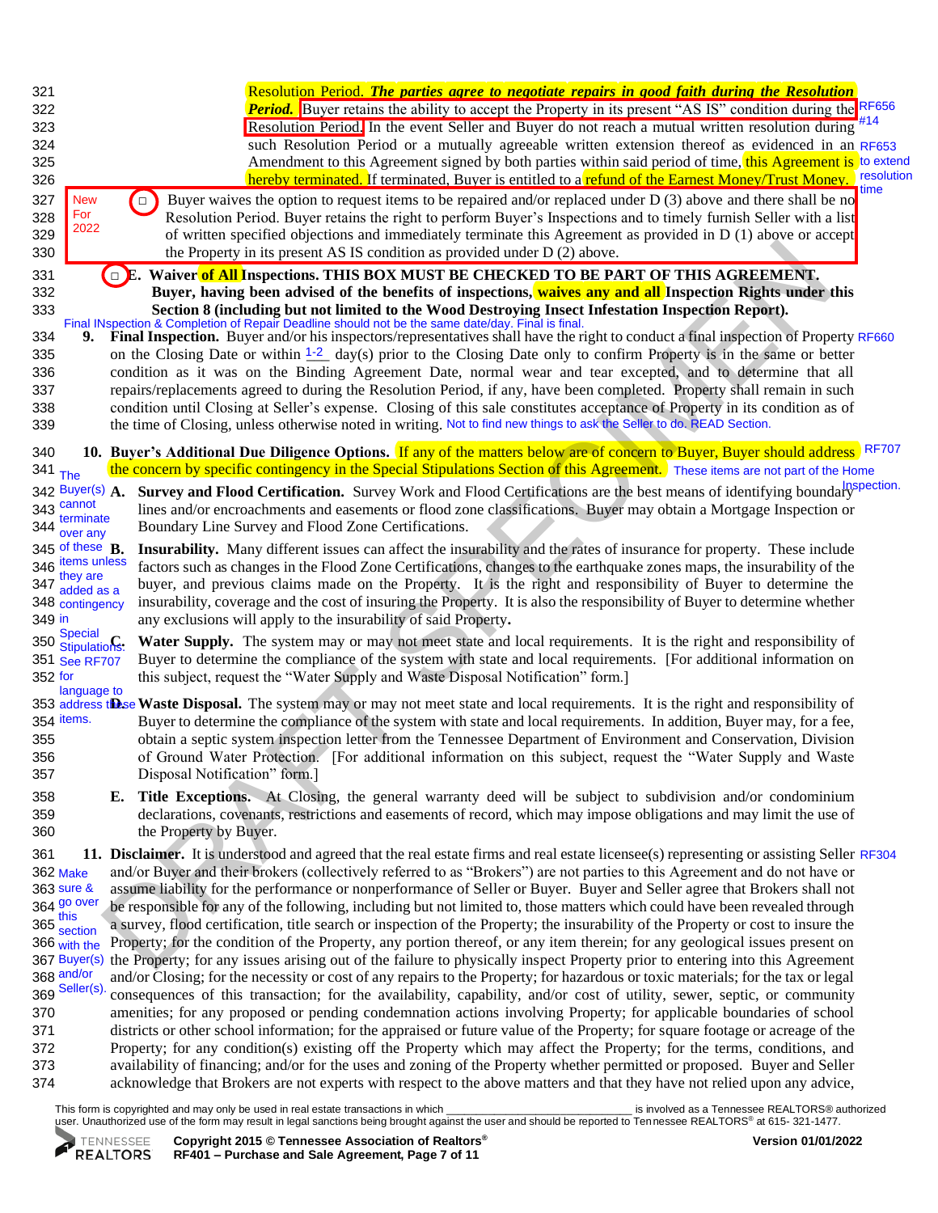Resolution Period. ***The parties agree to negotiate repairs in good faith during the Resolution Period.*** Buyer retains the ability to accept the Property in its present "AS IS" condition during the Resolution Period. In the event Seller and Buyer do not reach a mutual written resolution during such Resolution Period or a mutually agreeable written extension thereof as evidenced in an Amendment to this Agreement signed by both parties within said period of time, this Agreement is hereby terminated. If terminated, Buyer is entitled to a refund of the Earnest Money/Trust Money.

RF656 #14

RF653 to extend resolution time

New For 2022

☐ Buyer waives the option to request items to be repaired and/or replaced under D (3) above and there shall be no Resolution Period. Buyer retains the right to perform Buyer's Inspections and to timely furnish Seller with a list of written specified objections and immediately terminate this Agreement as provided in D (1) above or accept the Property in its present AS IS condition as provided under D (2) above.

☐ **E. Waiver of All Inspections. THIS BOX MUST BE CHECKED TO BE PART OF THIS AGREEMENT. Buyer, having been advised of the benefits of inspections, waives any and all Inspection Rights under this Section 8 (including but not limited to the Wood Destroying Insect Infestation Inspection Report).**

Final INspection & Completion of Repair Deadline should not be the same date/day. Final is final.

**9. Final Inspection.** Buyer and/or his inspectors/representatives shall have the right to conduct a final inspection of Property on the Closing Date or within 1-2 day(s) prior to the Closing Date only to confirm Property is in the same or better condition as it was on the Binding Agreement Date, normal wear and tear excepted, and to determine that all repairs/replacements agreed to during the Resolution Period, if any, have been completed. Property shall remain in such condition until Closing at Seller's expense. Closing of this sale constitutes acceptance of Property in its condition as of the time of Closing, unless otherwise noted in writing. Not to find new things to ask the Seller to do. READ Section.

RF660

**10. Buyer's Additional Due Diligence Options.** If any of the matters below are of concern to Buyer, Buyer should address the concern by specific contingency in the Special Stipulations Section of this Agreement. These items are not part of the Home Inspection.

RF707

The Buyer(s) cannot terminate over any of these items unless they are added as a contingency in Special Stipulations. See RF707 for language to address these items.

**A. Survey and Flood Certification.** Survey Work and Flood Certifications are the best means of identifying boundary lines and/or encroachments and easements or flood zone classifications. Buyer may obtain a Mortgage Inspection or Boundary Line Survey and Flood Zone Certifications.

**B. Insurability.** Many different issues can affect the insurability and the rates of insurance for property. These include factors such as changes in the Flood Zone Certifications, changes to the earthquake zones maps, the insurability of the buyer, and previous claims made on the Property. It is the right and responsibility of Buyer to determine the insurability, coverage and the cost of insuring the Property. It is also the responsibility of Buyer to determine whether any exclusions will apply to the insurability of said Property.

**C. Water Supply.** The system may or may not meet state and local requirements. It is the right and responsibility of Buyer to determine the compliance of the system with state and local requirements. [For additional information on this subject, request the "Water Supply and Waste Disposal Notification" form.]

**D. Waste Disposal.** The system may or may not meet state and local requirements. It is the right and responsibility of Buyer to determine the compliance of the system with state and local requirements. In addition, Buyer may, for a fee, obtain a septic system inspection letter from the Tennessee Department of Environment and Conservation, Division of Ground Water Protection. [For additional information on this subject, request the "Water Supply and Waste Disposal Notification" form.]

**E. Title Exceptions.** At Closing, the general warranty deed will be subject to subdivision and/or condominium declarations, covenants, restrictions and easements of record, which may impose obligations and may limit the use of the Property by Buyer.

**11. Disclaimer.** It is understood and agreed that the real estate firms and real estate licensee(s) representing or assisting Seller and/or Buyer and their brokers (collectively referred to as "Brokers") are not parties to this Agreement and do not have or assume liability for the performance or nonperformance of Seller or Buyer. Buyer and Seller agree that Brokers shall not be responsible for any of the following, including but not limited to, those matters which could have been revealed through a survey, flood certification, title search or inspection of the Property; the insurability of the Property or cost to insure the Property; for the condition of the Property, any portion thereof, or any item therein; for any geological issues present on the Property; for any issues arising out of the failure to physically inspect Property prior to entering into this Agreement and/or Closing; for the necessity or cost of any repairs to the Property; for hazardous or toxic materials; for the tax or legal consequences of this transaction; for the availability, capability, and/or cost of utility, sewer, septic, or community amenities; for any proposed or pending condemnation actions involving Property; for applicable boundaries of school districts or other school information; for the appraised or future value of the Property; for square footage or acreage of the Property; for any condition(s) existing off the Property which may affect the Property; for the terms, conditions, and availability of financing; and/or for the uses and zoning of the Property whether permitted or proposed. Buyer and Seller acknowledge that Brokers are not experts with respect to the above matters and that they have not relied upon any advice,

RF304

Make sure & go over this section with the Buyer(s) and/or Seller(s).

This form is copyrighted and may only be used in real estate transactions in which ____________________ is involved as a Tennessee REALTORS® authorized user. Unauthorized use of the form may result in legal sanctions being brought against the user and should be reported to Tennessee REALTORS® at 615- 321-1477.

Copyright 2015 © Tennessee Association of Realtors®
RF401 – Purchase and Sale Agreement
Version 01/01/2022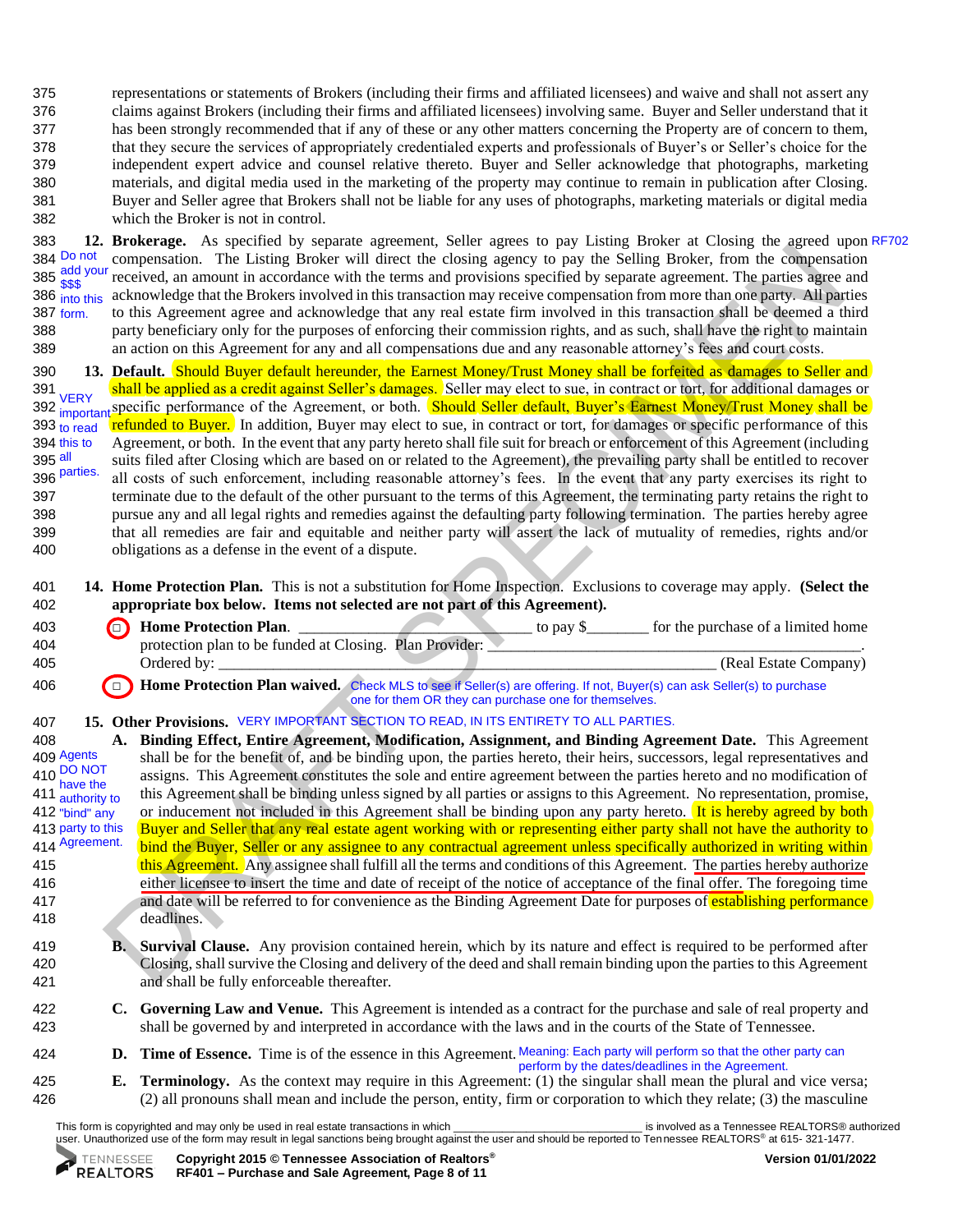representations or statements of Brokers (including their firms and affiliated licensees) and waive and shall not assert any claims against Brokers (including their firms and affiliated licensees) involving same. Buyer and Seller understand that it has been strongly recommended that if any of these or any other matters concerning the Property are of concern to them, that they secure the services of appropriately credentialed experts and professionals of Buyer's or Seller's choice for the independent expert advice and counsel relative thereto. Buyer and Seller acknowledge that photographs, marketing materials, and digital media used in the marketing of the property may continue to remain in publication after Closing. Buyer and Seller agree that Brokers shall not be liable for any uses of photographs, marketing materials or digital media which the Broker is not in control.

**12. Brokerage.** As specified by separate agreement, Seller agrees to pay Listing Broker at Closing the agreed upon compensation. The Listing Broker will direct the closing agency to pay the Selling Broker, from the compensation received, an amount in accordance with the terms and provisions specified by separate agreement. The parties agree and acknowledge that the Brokers involved in this transaction may receive compensation from more than one party. All parties to this Agreement agree and acknowledge that any real estate firm involved in this transaction shall be deemed a third party beneficiary only for the purposes of enforcing their commission rights, and as such, shall have the right to maintain an action on this Agreement for any and all compensations due and any reasonable attorney's fees and court costs.

RF702

Do not add your $$$ into this form.

**13. Default.** Should Buyer default hereunder, the Earnest Money/Trust Money shall be forfeited as damages to Seller and shall be applied as a credit against Seller's damages. Seller may elect to sue, in contract or tort, for additional damages or specific performance of the Agreement, or both. Should Seller default, Buyer's Earnest Money/Trust Money shall be refunded to Buyer. In addition, Buyer may elect to sue, in contract or tort, for damages or specific performance of this Agreement, or both. In the event that any party hereto shall file suit for breach or enforcement of this Agreement (including suits filed after Closing which are based on or related to the Agreement), the prevailing party shall be entitled to recover all costs of such enforcement, including reasonable attorney's fees. In the event that any party exercises its right to terminate due to the default of the other pursuant to the terms of this Agreement, the terminating party retains the right to pursue any and all legal rights and remedies against the defaulting party following termination. The parties hereby agree that all remedies are fair and equitable and neither party will assert the lack of mutuality of remedies, rights and/or obligations as a defense in the event of a dispute.

VERY important to read this to all parties.

**14. Home Protection Plan.** This is not a substitution for Home Inspection. Exclusions to coverage may apply. **(Select the appropriate box below. Items not selected are not part of this Agreement).**

☐ **Home Protection Plan.** ______________________________ to pay $________ for the purchase of a limited home protection plan to be funded at Closing. Plan Provider: ________________________________________________. Ordered by: ________________________________________________________________ (Real Estate Company)

☐ **Home Protection Plan waived.** Check MLS to see if Seller(s) are offering. If not, Buyer(s) can ask Seller(s) to purchase one for them OR they can purchase one for themselves.

**15. Other Provisions.** VERY IMPORTANT SECTION TO READ, IN ITS ENTIRETY TO ALL PARTIES.

**A. Binding Effect, Entire Agreement, Modification, Assignment, and Binding Agreement Date.** This Agreement shall be for the benefit of, and be binding upon, the parties hereto, their heirs, successors, legal representatives and assigns. This Agreement constitutes the sole and entire agreement between the parties hereto and no modification of this Agreement shall be binding unless signed by all parties or assigns to this Agreement. No representation, promise, or inducement not included in this Agreement shall be binding upon any party hereto. It is hereby agreed by both Buyer and Seller that any real estate agent working with or representing either party shall not have the authority to bind the Buyer, Seller or any assignee to any contractual agreement unless specifically authorized in writing within this Agreement. Any assignee shall fulfill all the terms and conditions of this Agreement. The parties hereby authorize either licensee to insert the time and date of receipt of the notice of acceptance of the final offer. The foregoing time and date will be referred to for convenience as the Binding Agreement Date for purposes of establishing performance deadlines.

Agents DO NOT have the authority to "bind" any party to this Agreement.

**B. Survival Clause.** Any provision contained herein, which by its nature and effect is required to be performed after Closing, shall survive the Closing and delivery of the deed and shall remain binding upon the parties to this Agreement and shall be fully enforceable thereafter.

**C. Governing Law and Venue.** This Agreement is intended as a contract for the purchase and sale of real property and shall be governed by and interpreted in accordance with the laws and in the courts of the State of Tennessee.

**D. Time of Essence.** Time is of the essence in this Agreement. Meaning: Each party will perform so that the other party can perform by the dates/deadlines in the Agreement.

**E. Terminology.** As the context may require in this Agreement: (1) the singular shall mean the plural and vice versa; (2) all pronouns shall mean and include the person, entity, firm or corporation to which they relate; (3) the masculine

This form is copyrighted and may only be used in real estate transactions in which ____________________________ is involved as a Tennessee REALTORS® authorized user. Unauthorized use of the form may result in legal sanctions being brought against the user and should be reported to Tennessee REALTORS® at 615- 321-1477.

Copyright 2015 © Tennessee Association of Realtors®
RF401 – Purchase and Sale Agreement
Version 01/01/2022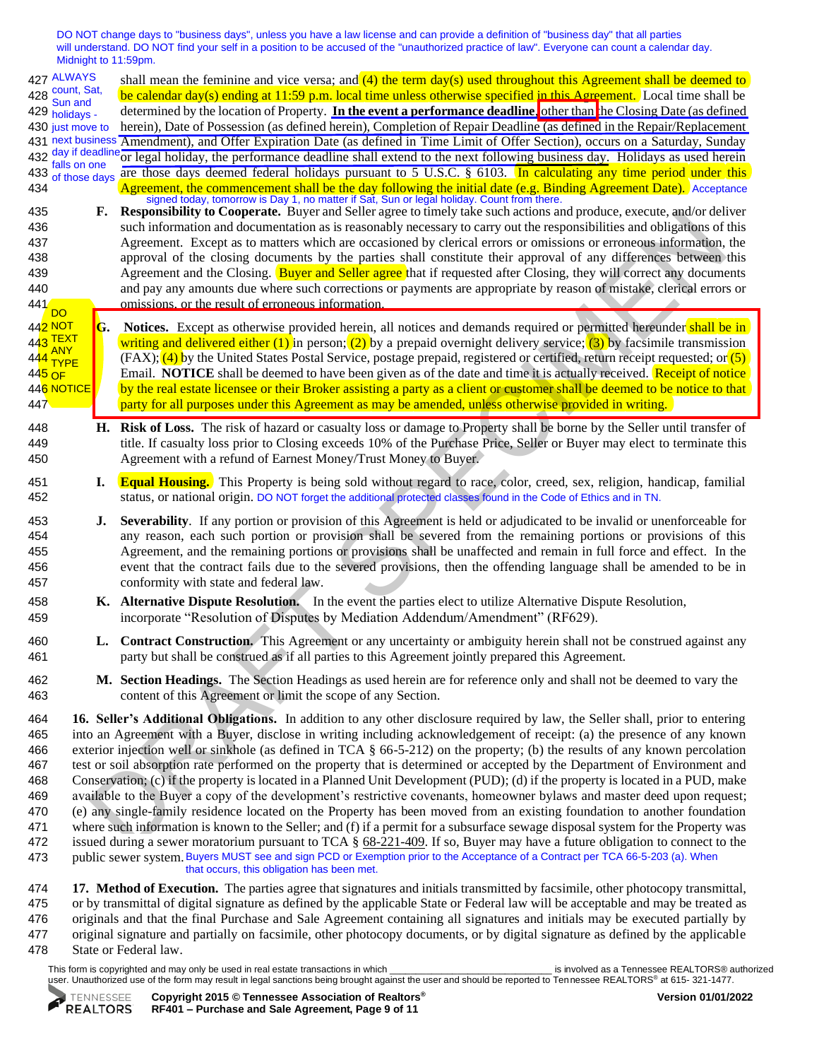DO NOT change days to "business days", unless you have a law license and can provide a definition of "business day" that all parties will understand. DO NOT find your self in a position to be accused of the "unauthorized practice of law". Everyone can count a calendar day. Midnight to 11:59pm.

ALWAYS count, Sat, Sun and holidays - just move to next business day if deadline falls on one of those days

shall mean the feminine and vice versa; and (4) the term day(s) used throughout this Agreement shall be deemed to be calendar day(s) ending at 11:59 p.m. local time unless otherwise specified in this Agreement. Local time shall be determined by the location of Property. In the event a performance deadline, other than the Closing Date (as defined herein), Date of Possession (as defined herein), Completion of Repair Deadline (as defined in the Repair/Replacement Amendment), and Offer Expiration Date (as defined in Time Limit of Offer Section), occurs on a Saturday, Sunday or legal holiday, the performance deadline shall extend to the next following business day. Holidays as used herein are those days deemed federal holidays pursuant to 5 U.S.C. § 6103. In calculating any time period under this Agreement, the commencement shall be the day following the initial date (e.g. Binding Agreement Date). Acceptance signed today, tomorrow is Day 1, no matter if Sat, Sun or legal holiday. Count from there.

**F. Responsibility to Cooperate.** Buyer and Seller agree to timely take such actions and produce, execute, and/or deliver such information and documentation as is reasonably necessary to carry out the responsibilities and obligations of this Agreement. Except as to matters which are occasioned by clerical errors or omissions or erroneous information, the approval of the closing documents by the parties shall constitute their approval of any differences between this Agreement and the Closing. Buyer and Seller agree that if requested after Closing, they will correct any documents and pay any amounts due where such corrections or payments are appropriate by reason of mistake, clerical errors or omissions, or the result of erroneous information.

DO NOT TEXT ANY TYPE OF NOTICE

**G. Notices.** Except as otherwise provided herein, all notices and demands required or permitted hereunder shall be in writing and delivered either (1) in person; (2) by a prepaid overnight delivery service; (3) by facsimile transmission (FAX); (4) by the United States Postal Service, postage prepaid, registered or certified, return receipt requested; or (5) Email. **NOTICE** shall be deemed to have been given as of the date and time it is actually received. Receipt of notice by the real estate licensee or their Broker assisting a party as a client or customer shall be deemed to be notice to that party for all purposes under this Agreement as may be amended, unless otherwise provided in writing.

**H. Risk of Loss.** The risk of hazard or casualty loss or damage to Property shall be borne by the Seller until transfer of title. If casualty loss prior to Closing exceeds 10% of the Purchase Price, Seller or Buyer may elect to terminate this Agreement with a refund of Earnest Money/Trust Money to Buyer.

**I. Equal Housing.** This Property is being sold without regard to race, color, creed, sex, religion, handicap, familial status, or national origin. DO NOT forget the additional protected classes found in the Code of Ethics and in TN.

**J. Severability**. If any portion or provision of this Agreement is held or adjudicated to be invalid or unenforceable for any reason, each such portion or provision shall be severed from the remaining portions or provisions of this Agreement, and the remaining portions or provisions shall be unaffected and remain in full force and effect. In the event that the contract fails due to the severed provisions, then the offending language shall be amended to be in conformity with state and federal law.

**K. Alternative Dispute Resolution.** In the event the parties elect to utilize Alternative Dispute Resolution, incorporate "Resolution of Disputes by Mediation Addendum/Amendment" (RF629).

**L. Contract Construction.** This Agreement or any uncertainty or ambiguity herein shall not be construed against any party but shall be construed as if all parties to this Agreement jointly prepared this Agreement.

**M. Section Headings.** The Section Headings as used herein are for reference only and shall not be deemed to vary the content of this Agreement or limit the scope of any Section.

**16. Seller's Additional Obligations.** In addition to any other disclosure required by law, the Seller shall, prior to entering into an Agreement with a Buyer, disclose in writing including acknowledgement of receipt: (a) the presence of any known exterior injection well or sinkhole (as defined in TCA § 66-5-212) on the property; (b) the results of any known percolation test or soil absorption rate performed on the property that is determined or accepted by the Department of Environment and Conservation; (c) if the property is located in a Planned Unit Development (PUD); (d) if the property is located in a PUD, make available to the Buyer a copy of the development's restrictive covenants, homeowner bylaws and master deed upon request; (e) any single-family residence located on the Property has been moved from an existing foundation to another foundation where such information is known to the Seller; and (f) if a permit for a subsurface sewage disposal system for the Property was issued during a sewer moratorium pursuant to TCA § 68-221-409. If so, Buyer may have a future obligation to connect to the public sewer system. Buyers MUST see and sign PCD or Exemption prior to the Acceptance of a Contract per TCA 66-5-203 (a). When that occurs, this obligation has been met.

**17. Method of Execution.** The parties agree that signatures and initials transmitted by facsimile, other photocopy transmittal, or by transmittal of digital signature as defined by the applicable State or Federal law will be acceptable and may be treated as originals and that the final Purchase and Sale Agreement containing all signatures and initials may be executed partially by original signature and partially on facsimile, other photocopy documents, or by digital signature as defined by the applicable State or Federal law.

This form is copyrighted and may only be used in real estate transactions in which ______________________________ is involved as a Tennessee REALTORS® authorized user. Unauthorized use of the form may result in legal sanctions being brought against the user and should be reported to Tennessee REALTORS® at 615- 321-1477.

Copyright 2015 © Tennessee Association of Realtors®
RF401 – Purchase and Sale Agreement — Version 01/01/2022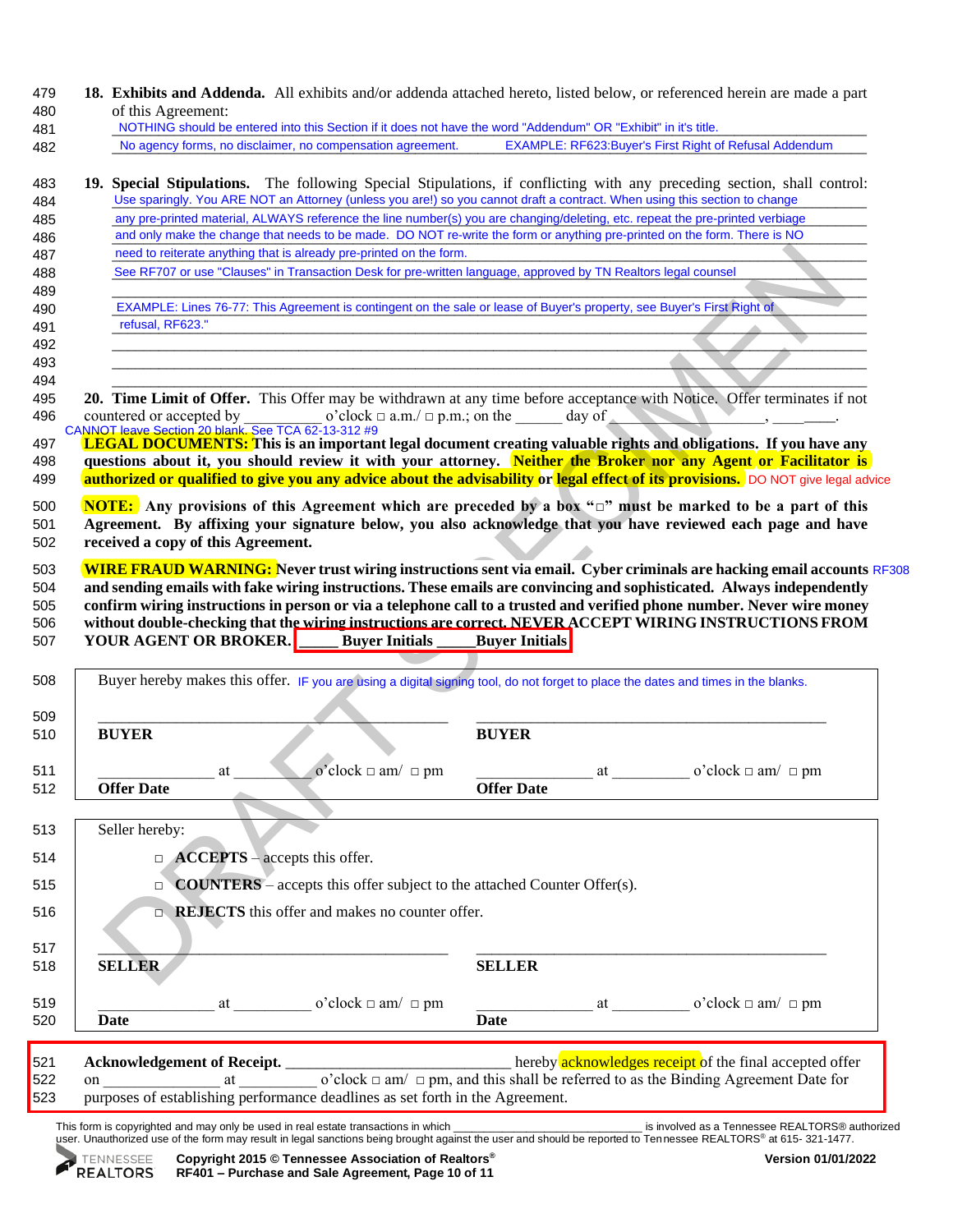479 **18. Exhibits and Addenda.** All exhibits and/or addenda attached hereto, listed below, or referenced herein are made a part
480 of this Agreement:
481 NOTHING should be entered into this Section if it does not have the word "Addendum" OR "Exhibit" in it's title.
482 No agency forms, no disclaimer, no compensation agreement. EXAMPLE: RF623:Buyer's First Right of Refusal Addendum

483 **19. Special Stipulations.** The following Special Stipulations, if conflicting with any preceding section, shall control:
484 Use sparingly. You ARE NOT an Attorney (unless you are!) so you cannot draft a contract. When using this section to change
485 any pre-printed material, ALWAYS reference the line number(s) you are changing/deleting, etc. repeat the pre-printed verbiage
486 and only make the change that needs to be made. DO NOT re-write the form or anything pre-printed on the form. There is NO
487 need to reiterate anything that is already pre-printed on the form.
488 See RF707 or use "Clauses" in Transaction Desk for pre-written language, approved by TN Realtors legal counsel
489 ______________________________________________________________________________
490 EXAMPLE: Lines 76-77: This Agreement is contingent on the sale or lease of Buyer's property, see Buyer's First Right of
491 refusal, RF623."
492 ______________________________________________________________________________
493 ______________________________________________________________________________
494 ______________________________________________________________________________

495 **20. Time Limit of Offer.** This Offer may be withdrawn at any time before acceptance with Notice. Offer terminates if not
496 countered or accepted by _________ o'clock □ a.m./ □ p.m.; on the ______ day of ________________, ________.
CANNOT leave Section 20 blank. See TCA 62-13-312 #9

497 **LEGAL DOCUMENTS: This is an important legal document creating valuable rights and obligations. If you have any**
498 **questions about it, you should review it with your attorney. Neither the Broker nor any Agent or Facilitator is**
499 **authorized or qualified to give you any advice about the advisability or legal effect of its provisions.** DO NOT give legal advice

500 **NOTE: Any provisions of this Agreement which are preceded by a box "□" must be marked to be a part of this**
501 **Agreement. By affixing your signature below, you also acknowledge that you have reviewed each page and have**
502 **received a copy of this Agreement.**

503 **WIRE FRAUD WARNING: Never trust wiring instructions sent via email. Cyber criminals are hacking email accounts** RF308
504 **and sending emails with fake wiring instructions. These emails are convincing and sophisticated. Always independently**
505 **confirm wiring instructions in person or via a telephone call to a trusted and verified phone number. Never wire money**
506 **without double-checking that the wiring instructions are correct. NEVER ACCEPT WIRING INSTRUCTIONS FROM**
507 **YOUR AGENT OR BROKER.** _____ **Buyer Initials** _____ **Buyer Initials**

508 Buyer hereby makes this offer. IF you are using a digital signing tool, do not forget to place the dates and times in the blanks.

509 ______________________________ ______________________________
510 **BUYER** **BUYER**

511 ______________ at _________ o'clock □ am/ □ pm ______________ at _________ o'clock □ am/ □ pm
512 **Offer Date** **Offer Date**

513 Seller hereby:
514 □ **ACCEPTS** – accepts this offer.
515 □ **COUNTERS** – accepts this offer subject to the attached Counter Offer(s).
516 □ **REJECTS** this offer and makes no counter offer.

517 ______________________________ ______________________________
518 **SELLER** **SELLER**

519 ______________ at _________ o'clock □ am/ □ pm ______________ at _________ o'clock □ am/ □ pm
520 **Date** **Date**

521 **Acknowledgement of Receipt.** __________________________ hereby acknowledges receipt of the final accepted offer
522 on ______________ at _________ o'clock □ am/ □ pm, and this shall be referred to as the Binding Agreement Date for
523 purposes of establishing performance deadlines as set forth in the Agreement.

This form is copyrighted and may only be used in real estate transactions in which __________________________ is involved as a Tennessee REALTORS® authorized user. Unauthorized use of the form may result in legal sanctions being brought against the user and should be reported to Tennessee REALTORS® at 615- 321-1477.

**Copyright 2015 © Tennessee Association of Realtors®**
**RF401 – Purchase and Sale Agreement** **Version 01/01/2022**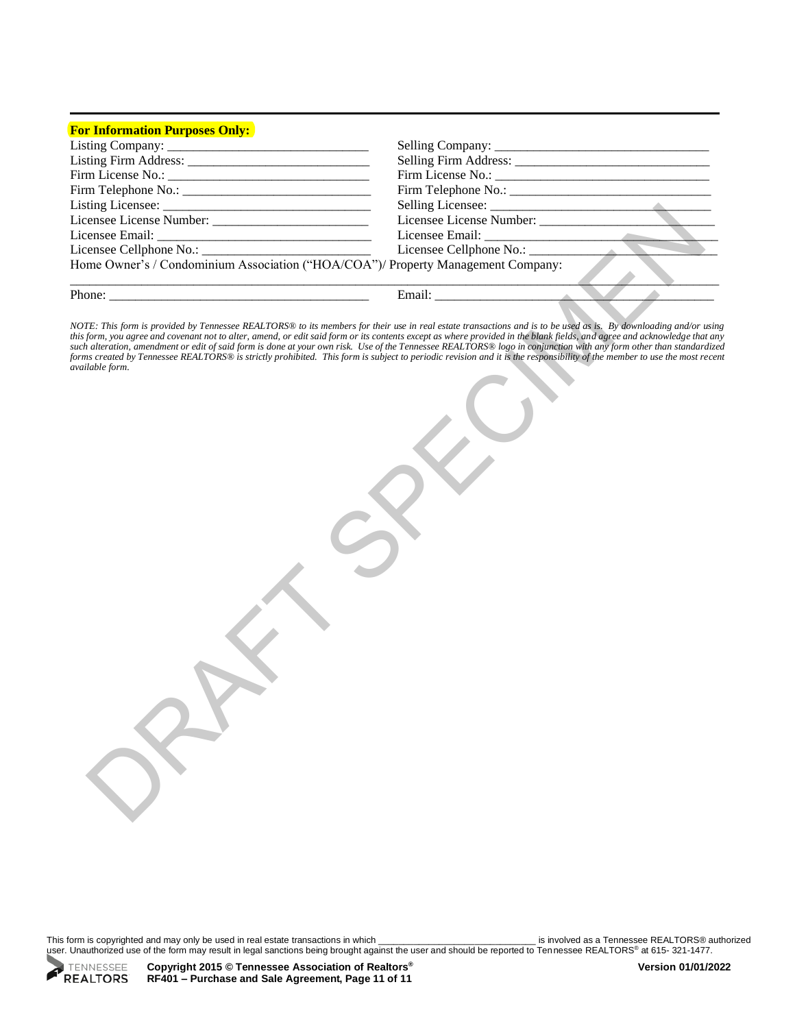**For Information Purposes Only:**

| | |
|---|---|
| Listing Company: _______________ | Selling Company: _______________ |
| Listing Firm Address: _______________ | Selling Firm Address: _______________ |
| Firm License No.: _______________ | Firm License No.: _______________ |
| Firm Telephone No.: _______________ | Firm Telephone No.: _______________ |
| Listing Licensee: _______________ | Selling Licensee: _______________ |
| Licensee License Number: _______________ | Licensee License Number: _______________ |
| Licensee Email: _______________ | Licensee Email: _______________ |
| Licensee Cellphone No.: _______________ | Licensee Cellphone No.: _______________ |

Home Owner's / Condominium Association ("HOA/COA")/ Property Management Company:

_______________________________________________

| | |
|---|---|
| Phone: _______________ | Email: _______________ |

*NOTE: This form is provided by Tennessee REALTORS® to its members for their use in real estate transactions and is to be used as is. By downloading and/or using this form, you agree and covenant not to alter, amend, or edit said form or its contents except as where provided in the blank fields, and agree and acknowledge that any such alteration, amendment or edit of said form is done at your own risk. Use of the Tennessee REALTORS® logo in conjunction with any form other than standardized forms created by Tennessee REALTORS® is strictly prohibited. This form is subject to periodic revision and it is the responsibility of the member to use the most recent available form.*

DRAFT SPECIMEN

This form is copyrighted and may only be used in real estate transactions in which _______________ is involved as a Tennessee REALTORS® authorized user. Unauthorized use of the form may result in legal sanctions being brought against the user and should be reported to Tennessee REALTORS® at 615- 321-1477.

**Copyright 2015 © Tennessee Association of Realtors®**
**RF401 – Purchase and Sale Agreement**

**Version 01/01/2022**